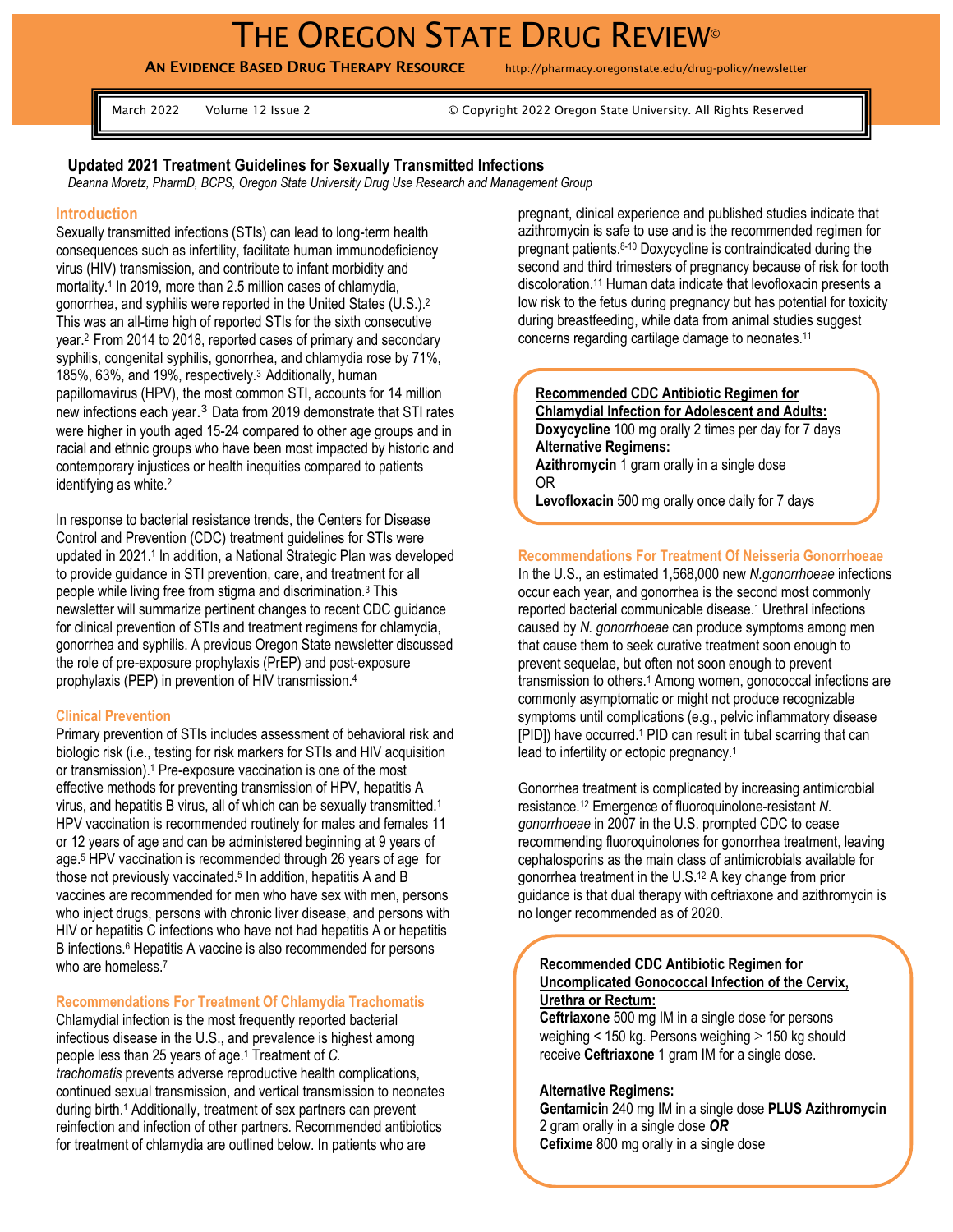# THE OREGON STATE DRUG REVIEW©

**AN EVIDENCE BASED DRUG THERAPY RESOURCE** http://pharmacy.oregonstate.edu/drug-policy/newsletter

March 2022 Volume 12 Issue 2 © Copyright 2022 Oregon State University. All Rights Reserved

## Updated 2021 Treatment Guidelines for Sexually Transmitted Infections

*Deanna Moretz, PharmD, BCPS, Oregon State University Drug Use Research and Management Group*

### Introduction

Sexually transmitted infections (STIs) can lead to long-term health consequences such as infertility, facilitate human immunodeficiency virus (HIV) transmission, and contribute to infant morbidity and mortality.[1] In 2019, more than 2.5 million cases of chlamydia, gonorrhea, and syphilis were reported in the United States (U.S.).[2] This was an all-time high of reported STIs for the sixth consecutive year.[2] From 2014 to 2018, reported cases of primary and secondary syphilis, congenital syphilis, gonorrhea, and chlamydia rose by 71%, 185%, 63%, and 19%, respectively.[3] Additionally, human papillomavirus (HPV), the most common STI, accounts for 14 million new infections each year.[3] Data from 2019 demonstrate that STI rates were higher in youth aged 15-24 compared to other age groups and in racial and ethnic groups who have been most impacted by historic and contemporary injustices or health inequities compared to patients identifying as white.[2]

In response to bacterial resistance trends, the Centers for Disease Control and Prevention (CDC) treatment guidelines for STIs were updated in 2021.[1] In addition, a National Strategic Plan was developed to provide guidance in STI prevention, care, and treatment for all people while living free from stigma and discrimination.[3] This newsletter will summarize pertinent changes to recent CDC guidance for clinical prevention of STIs and treatment regimens for chlamydia, gonorrhea and syphilis. A previous Oregon State newsletter discussed the role of pre-exposure prophylaxis (PrEP) and post-exposure prophylaxis (PEP) in prevention of HIV transmission.[4]

### Clinical Prevention

Primary prevention of STIs includes assessment of behavioral risk and biologic risk (i.e., testing for risk markers for STIs and HIV acquisition or transmission).[1] Pre-exposure vaccination is one of the most effective methods for preventing transmission of HPV, hepatitis A virus, and hepatitis B virus, all of which can be sexually transmitted.[1] HPV vaccination is recommended routinely for males and females 11 or 12 years of age and can be administered beginning at 9 years of age.[5] HPV vaccination is recommended through 26 years of age for those not previously vaccinated.[5] In addition, hepatitis A and B vaccines are recommended for men who have sex with men, persons who inject drugs, persons with chronic liver disease, and persons with HIV or hepatitis C infections who have not had hepatitis A or hepatitis B infections.[6] Hepatitis A vaccine is also recommended for persons who are homeless.[7]

### Recommendations For Treatment Of Chlamydia Trachomatis

Chlamydial infection is the most frequently reported bacterial infectious disease in the U.S., and prevalence is highest among people less than 25 years of age.[1] Treatment of *C. trachomatis* prevents adverse reproductive health complications, continued sexual transmission, and vertical transmission to neonates during birth.[1] Additionally, treatment of sex partners can prevent reinfection and infection of other partners. Recommended antibiotics for treatment of chlamydia are outlined below. In patients who are pregnant, clinical experience and published studies indicate that azithromycin is safe to use and is the recommended regimen for pregnant patients.[8-10] Doxycycline is contraindicated during the second and third trimesters of pregnancy because of risk for tooth discoloration.[11] Human data indicate that levofloxacin presents a low risk to the fetus during pregnancy but has potential for toxicity during breastfeeding, while data from animal studies suggest concerns regarding cartilage damage to neonates.[11]

**Recommended CDC Antibiotic Regimen for Chlamydial Infection for Adolescent and Adults:**
**Doxycycline** 100 mg orally 2 times per day for 7 days
**Alternative Regimens:**
**Azithromycin** 1 gram orally in a single dose
OR
**Levofloxacin** 500 mg orally once daily for 7 days

### Recommendations For Treatment Of Neisseria Gonorrhoeae

In the U.S., an estimated 1,568,000 new *N.gonorrhoeae* infections occur each year, and gonorrhea is the second most commonly reported bacterial communicable disease.[1] Urethral infections caused by *N. gonorrhoeae* can produce symptoms among men that cause them to seek curative treatment soon enough to prevent sequelae, but often not soon enough to prevent transmission to others.[1] Among women, gonococcal infections are commonly asymptomatic or might not produce recognizable symptoms until complications (e.g., pelvic inflammatory disease [PID]) have occurred.[1] PID can result in tubal scarring that can lead to infertility or ectopic pregnancy.[1]

Gonorrhea treatment is complicated by increasing antimicrobial resistance.[12] Emergence of fluoroquinolone-resistant *N. gonorrhoeae* in 2007 in the U.S. prompted CDC to cease recommending fluoroquinolones for gonorrhea treatment, leaving cephalosporins as the main class of antimicrobials available for gonorrhea treatment in the U.S.[12] A key change from prior guidance is that dual therapy with ceftriaxone and azithromycin is no longer recommended as of 2020.

**Recommended CDC Antibiotic Regimen for Uncomplicated Gonococcal Infection of the Cervix, Urethra or Rectum:**
**Ceftriaxone** 500 mg IM in a single dose for persons weighing < 150 kg. Persons weighing ≥ 150 kg should receive **Ceftriaxone** 1 gram IM for a single dose.

**Alternative Regimens:**
**Gentamicin** 240 mg IM in a single dose **PLUS Azithromycin** 2 gram orally in a single dose ***OR***
**Cefixime** 800 mg orally in a single dose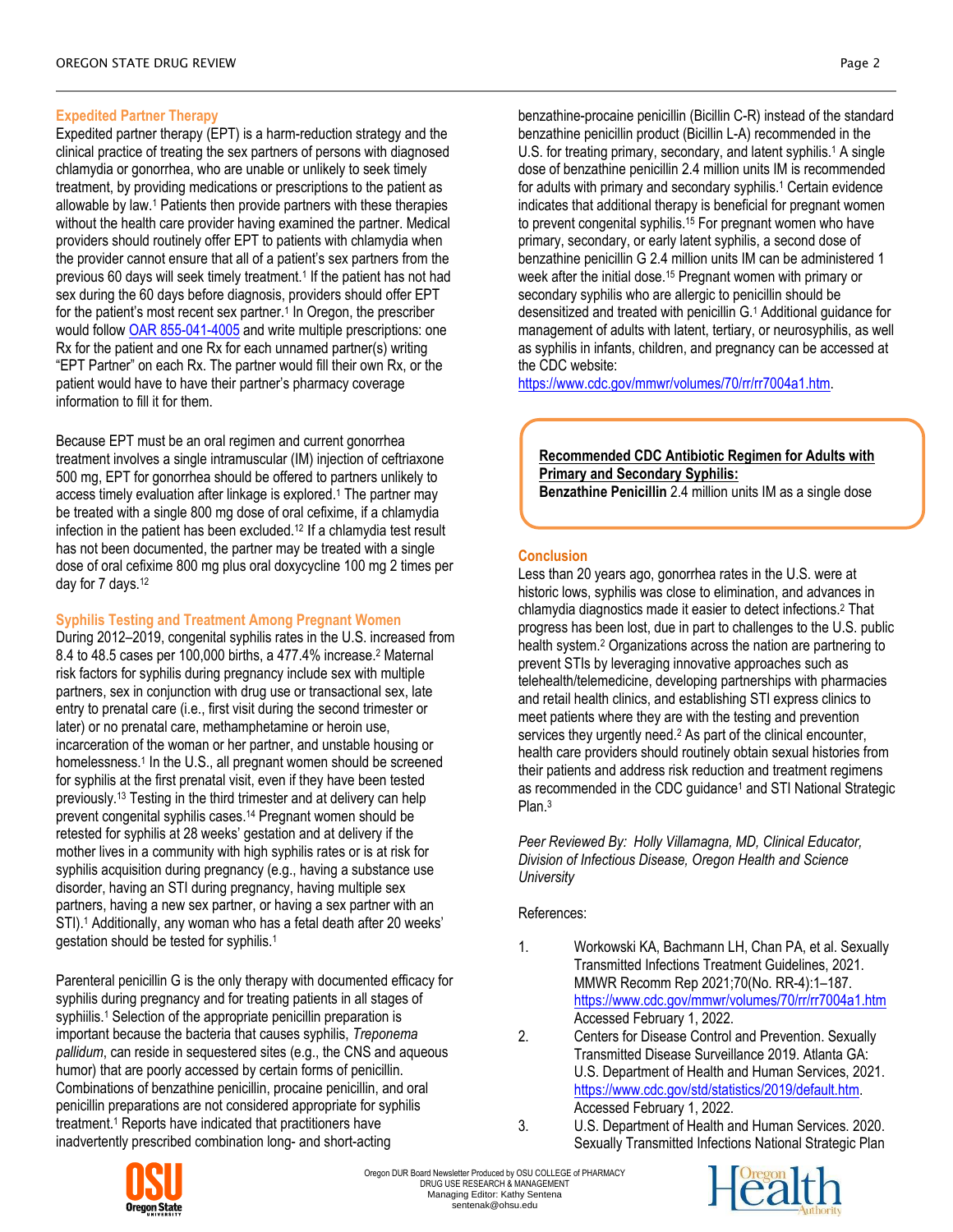### Expedited Partner Therapy

Expedited partner therapy (EPT) is a harm-reduction strategy and the clinical practice of treating the sex partners of persons with diagnosed chlamydia or gonorrhea, who are unable or unlikely to seek timely treatment, by providing medications or prescriptions to the patient as allowable by law.[1] Patients then provide partners with these therapies without the health care provider having examined the partner. Medical providers should routinely offer EPT to patients with chlamydia when the provider cannot ensure that all of a patient's sex partners from the previous 60 days will seek timely treatment.[1] If the patient has not had sex during the 60 days before diagnosis, providers should offer EPT for the patient's most recent sex partner.[1] In Oregon, the prescriber would follow OAR 855-041-4005 and write multiple prescriptions: one Rx for the patient and one Rx for each unnamed partner(s) writing "EPT Partner" on each Rx. The partner would fill their own Rx, or the patient would have to have their partner's pharmacy coverage information to fill it for them.

Because EPT must be an oral regimen and current gonorrhea treatment involves a single intramuscular (IM) injection of ceftriaxone 500 mg, EPT for gonorrhea should be offered to partners unlikely to access timely evaluation after linkage is explored.[1] The partner may be treated with a single 800 mg dose of oral cefixime, if a chlamydia infection in the patient has been excluded.[12] If a chlamydia test result has not been documented, the partner may be treated with a single dose of oral cefixime 800 mg plus oral doxycycline 100 mg 2 times per day for 7 days.[12]

### Syphilis Testing and Treatment Among Pregnant Women

During 2012–2019, congenital syphilis rates in the U.S. increased from 8.4 to 48.5 cases per 100,000 births, a 477.4% increase.[2] Maternal risk factors for syphilis during pregnancy include sex with multiple partners, sex in conjunction with drug use or transactional sex, late entry to prenatal care (i.e., first visit during the second trimester or later) or no prenatal care, methamphetamine or heroin use, incarceration of the woman or her partner, and unstable housing or homelessness.[1] In the U.S., all pregnant women should be screened for syphilis at the first prenatal visit, even if they have been tested previously.[13] Testing in the third trimester and at delivery can help prevent congenital syphilis cases.[14] Pregnant women should be retested for syphilis at 28 weeks' gestation and at delivery if the mother lives in a community with high syphilis rates or is at risk for syphilis acquisition during pregnancy (e.g., having a substance use disorder, having an STI during pregnancy, having multiple sex partners, having a new sex partner, or having a sex partner with an STI).[1] Additionally, any woman who has a fetal death after 20 weeks' gestation should be tested for syphilis.[1]

Parenteral penicillin G is the only therapy with documented efficacy for syphilis during pregnancy and for treating patients in all stages of syphilis.[1] Selection of the appropriate penicillin preparation is important because the bacteria that causes syphilis, *Treponema pallidum*, can reside in sequestered sites (e.g., the CNS and aqueous humor) that are poorly accessed by certain forms of penicillin. Combinations of benzathine penicillin, procaine penicillin, and oral penicillin preparations are not considered appropriate for syphilis treatment.[1] Reports have indicated that practitioners have inadvertently prescribed combination long- and short-acting benzathine-procaine penicillin (Bicillin C-R) instead of the standard benzathine penicillin product (Bicillin L-A) recommended in the U.S. for treating primary, secondary, and latent syphilis.[1] A single dose of benzathine penicillin 2.4 million units IM is recommended for adults with primary and secondary syphilis.[1] Certain evidence indicates that additional therapy is beneficial for pregnant women to prevent congenital syphilis.[15] For pregnant women who have primary, secondary, or early latent syphilis, a second dose of benzathine penicillin G 2.4 million units IM can be administered 1 week after the initial dose.[15] Pregnant women with primary or secondary syphilis who are allergic to penicillin should be desensitized and treated with penicillin G.[1] Additional guidance for management of adults with latent, tertiary, or neurosyphilis, as well as syphilis in infants, children, and pregnancy can be accessed at the CDC website: https://www.cdc.gov/mmwr/volumes/70/rr/rr7004a1.htm.

> **Recommended CDC Antibiotic Regimen for Adults with Primary and Secondary Syphilis:**
> **Benzathine Penicillin** 2.4 million units IM as a single dose

### Conclusion

Less than 20 years ago, gonorrhea rates in the U.S. were at historic lows, syphilis was close to elimination, and advances in chlamydia diagnostics made it easier to detect infections.[2] That progress has been lost, due in part to challenges to the U.S. public health system.[2] Organizations across the nation are partnering to prevent STIs by leveraging innovative approaches such as telehealth/telemedicine, developing partnerships with pharmacies and retail health clinics, and establishing STI express clinics to meet patients where they are with the testing and prevention services they urgently need.[2] As part of the clinical encounter, health care providers should routinely obtain sexual histories from their patients and address risk reduction and treatment regimens as recommended in the CDC guidance[1] and STI National Strategic Plan.[3]

*Peer Reviewed By: Holly Villamagna, MD, Clinical Educator, Division of Infectious Disease, Oregon Health and Science University*

References:

1. Workowski KA, Bachmann LH, Chan PA, et al. Sexually Transmitted Infections Treatment Guidelines, 2021. MMWR Recomm Rep 2021;70(No. RR-4):1–187. https://www.cdc.gov/mmwr/volumes/70/rr/rr7004a1.htm Accessed February 1, 2022.
2. Centers for Disease Control and Prevention. Sexually Transmitted Disease Surveillance 2019. Atlanta GA: U.S. Department of Health and Human Services, 2021. https://www.cdc.gov/std/statistics/2019/default.htm. Accessed February 1, 2022.
3. U.S. Department of Health and Human Services. 2020. Sexually Transmitted Infections National Strategic Plan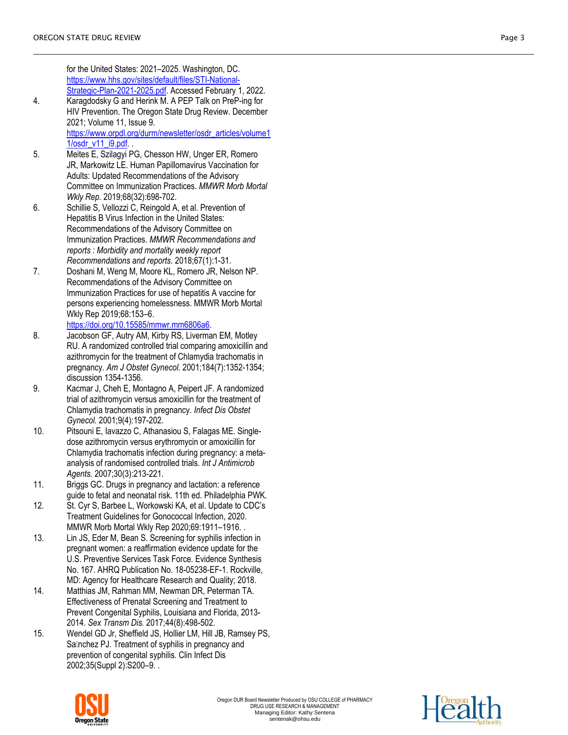for the United States: 2021–2025. Washington, DC. https://www.hhs.gov/sites/default/files/STI-National-Strategic-Plan-2021-2025.pdf. Accessed February 1, 2022.

4. Karagdodsky G and Herink M. A PEP Talk on PreP-ing for HIV Prevention. The Oregon State Drug Review. December 2021; Volume 11, Issue 9. https://www.orpdl.org/durm/newsletter/osdr_articles/volume11/osdr_v11_i9.pdf. .
5. Meites E, Szilagyi PG, Chesson HW, Unger ER, Romero JR, Markowitz LE. Human Papillomavirus Vaccination for Adults: Updated Recommendations of the Advisory Committee on Immunization Practices. *MMWR Morb Mortal Wkly Rep.* 2019;68(32):698-702.
6. Schillie S, Vellozzi C, Reingold A, et al. Prevention of Hepatitis B Virus Infection in the United States: Recommendations of the Advisory Committee on Immunization Practices. *MMWR Recommendations and reports : Morbidity and mortality weekly report Recommendations and reports.* 2018;67(1):1-31.
7. Doshani M, Weng M, Moore KL, Romero JR, Nelson NP. Recommendations of the Advisory Committee on Immunization Practices for use of hepatitis A vaccine for persons experiencing homelessness. MMWR Morb Mortal Wkly Rep 2019;68:153–6. https://doi.org/10.15585/mmwr.mm6806a6.
8. Jacobson GF, Autry AM, Kirby RS, Liverman EM, Motley RU. A randomized controlled trial comparing amoxicillin and azithromycin for the treatment of Chlamydia trachomatis in pregnancy. *Am J Obstet Gynecol.* 2001;184(7):1352-1354; discussion 1354-1356.
9. Kacmar J, Cheh E, Montagno A, Peipert JF. A randomized trial of azithromycin versus amoxicillin for the treatment of Chlamydia trachomatis in pregnancy. *Infect Dis Obstet Gynecol.* 2001;9(4):197-202.
10. Pitsouni E, Iavazzo C, Athanasiou S, Falagas ME. Single-dose azithromycin versus erythromycin or amoxicillin for Chlamydia trachomatis infection during pregnancy: a meta-analysis of randomised controlled trials. *Int J Antimicrob Agents.* 2007;30(3):213-221.
11. Briggs GC. Drugs in pregnancy and lactation: a reference guide to fetal and neonatal risk. 11th ed. Philadelphia PWK.
12. St. Cyr S, Barbee L, Workowski KA, et al. Update to CDC's Treatment Guidelines for Gonococcal Infection, 2020. MMWR Morb Mortal Wkly Rep 2020;69:1911–1916. .
13. Lin JS, Eder M, Bean S. Screening for syphilis infection in pregnant women: a reaffirmation evidence update for the U.S. Preventive Services Task Force. Evidence Synthesis No. 167. AHRQ Publication No. 18-05238-EF-1. Rockville, MD: Agency for Healthcare Research and Quality; 2018.
14. Matthias JM, Rahman MM, Newman DR, Peterman TA. Effectiveness of Prenatal Screening and Treatment to Prevent Congenital Syphilis, Louisiana and Florida, 2013-2014. *Sex Transm Dis.* 2017;44(8):498-502.
15. Wendel GD Jr, Sheffield JS, Hollier LM, Hill JB, Ramsey PS, Sa�nchez PJ. Treatment of syphilis in pregnancy and prevention of congenital syphilis. Clin Infect Dis 2002;35(Suppl 2):S200–9. .

Oregon DUR Board Newsletter Produced by OSU COLLEGE of PHARMACY DRUG USE RESEARCH & MANAGEMENT
Managing Editor: Kathy Sentena
sentenak@ohsu.edu